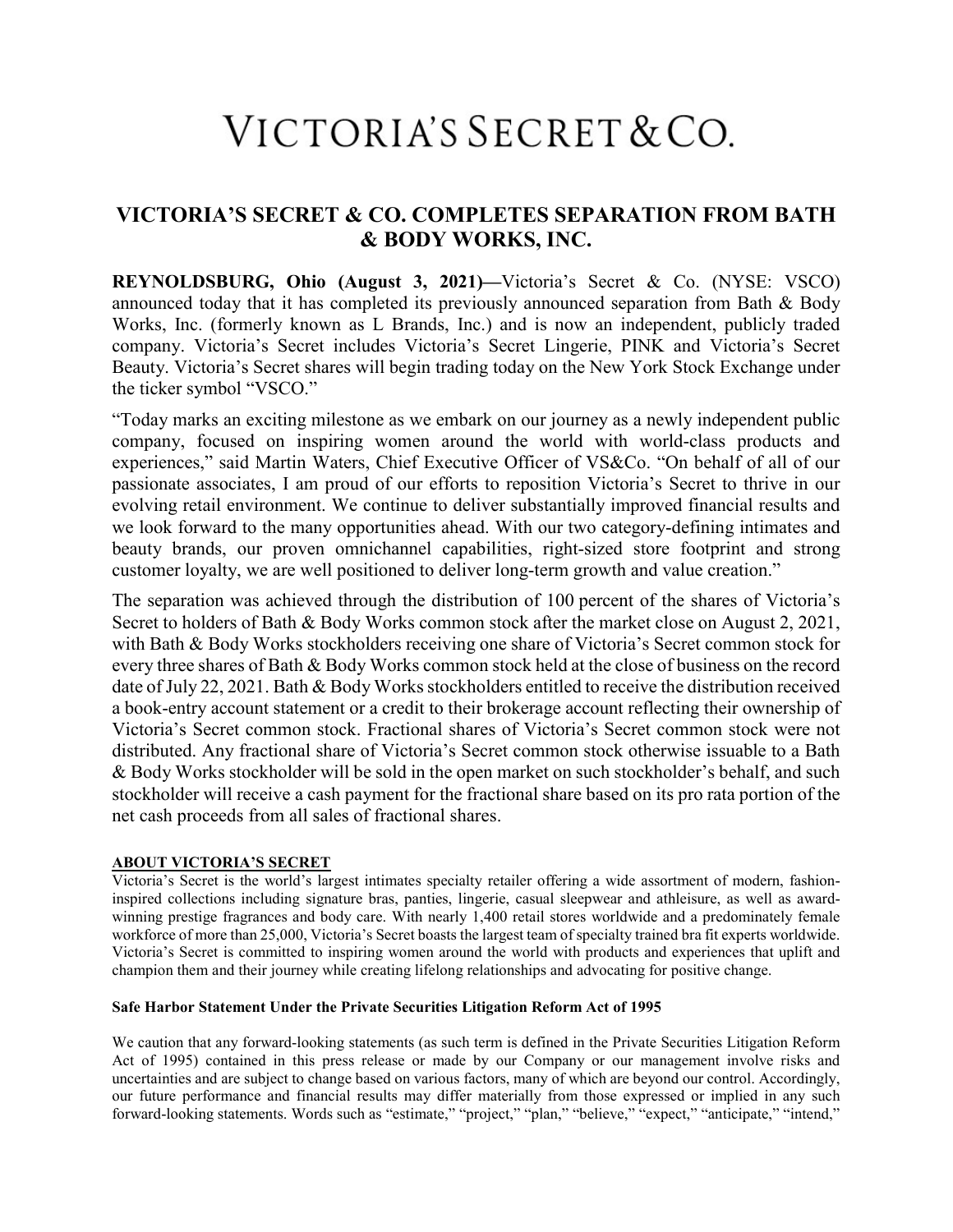# VICTORIA'S SECRET & CO.

## VICTORIA'S SECRET & CO. COMPLETES SEPARATION FROM BATH & BODY WORKS, INC.

**REYNOLDSBURG, Ohio (August 3, 2021)—**Victoria's Secret & Co. (NYSE: VSCO) announced today that it has completed its previously announced separation from Bath & Body Works, Inc. (formerly known as L Brands, Inc.) and is now an independent, publicly traded company. Victoria's Secret includes Victoria's Secret Lingerie, PINK and Victoria's Secret Beauty. Victoria's Secret shares will begin trading today on the New York Stock Exchange under the ticker symbol "VSCO."

"Today marks an exciting milestone as we embark on our journey as a newly independent public company, focused on inspiring women around the world with world-class products and experiences," said Martin Waters, Chief Executive Officer of VS&Co. "On behalf of all of our passionate associates, I am proud of our efforts to reposition Victoria's Secret to thrive in our evolving retail environment. We continue to deliver substantially improved financial results and we look forward to the many opportunities ahead. With our two category-defining intimates and beauty brands, our proven omnichannel capabilities, right-sized store footprint and strong customer loyalty, we are well positioned to deliver long-term growth and value creation."

The separation was achieved through the distribution of 100 percent of the shares of Victoria's Secret to holders of Bath & Body Works common stock after the market close on August 2, 2021, with Bath & Body Works stockholders receiving one share of Victoria's Secret common stock for every three shares of Bath & Body Works common stock held at the close of business on the record date of July 22, 2021. Bath & Body Works stockholders entitled to receive the distribution received a book-entry account statement or a credit to their brokerage account reflecting their ownership of Victoria's Secret common stock. Fractional shares of Victoria's Secret common stock were not distributed. Any fractional share of Victoria's Secret common stock otherwise issuable to a Bath & Body Works stockholder will be sold in the open market on such stockholder's behalf, and such stockholder will receive a cash payment for the fractional share based on its pro rata portion of the net cash proceeds from all sales of fractional shares.

**ABOUT VICTORIA'S SECRET**

Victoria's Secret is the world's largest intimates specialty retailer offering a wide assortment of modern, fashion-inspired collections including signature bras, panties, lingerie, casual sleepwear and athleisure, as well as award-winning prestige fragrances and body care. With nearly 1,400 retail stores worldwide and a predominately female workforce of more than 25,000, Victoria's Secret boasts the largest team of specialty trained bra fit experts worldwide. Victoria's Secret is committed to inspiring women around the world with products and experiences that uplift and champion them and their journey while creating lifelong relationships and advocating for positive change.

**Safe Harbor Statement Under the Private Securities Litigation Reform Act of 1995**

We caution that any forward-looking statements (as such term is defined in the Private Securities Litigation Reform Act of 1995) contained in this press release or made by our Company or our management involve risks and uncertainties and are subject to change based on various factors, many of which are beyond our control. Accordingly, our future performance and financial results may differ materially from those expressed or implied in any such forward-looking statements. Words such as "estimate," "project," "plan," "believe," "expect," "anticipate," "intend,"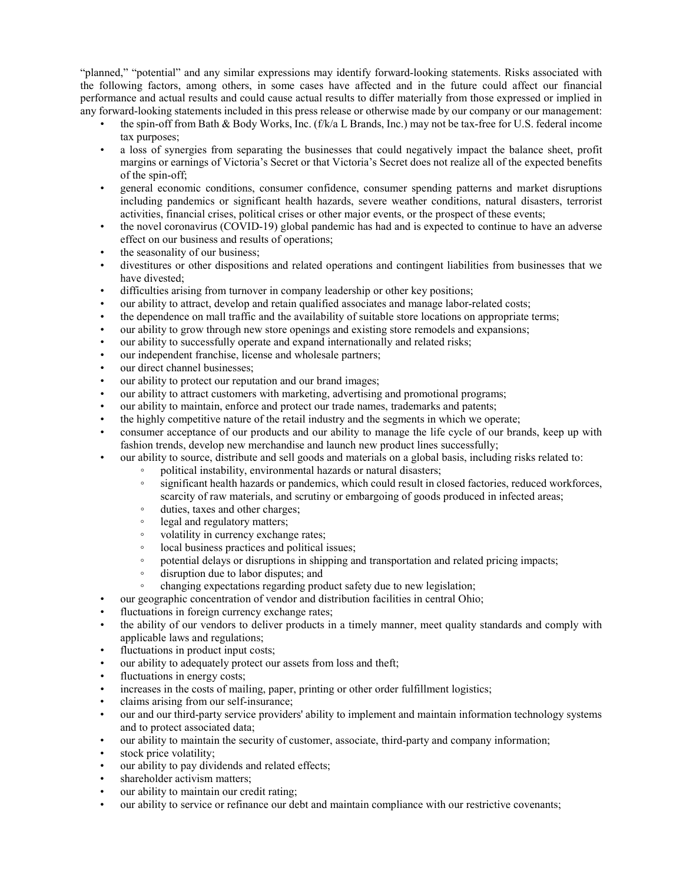"planned," "potential" and any similar expressions may identify forward-looking statements. Risks associated with the following factors, among others, in some cases have affected and in the future could affect our financial performance and actual results and could cause actual results to differ materially from those expressed or implied in any forward-looking statements included in this press release or otherwise made by our company or our management:

- the spin-off from Bath & Body Works, Inc. (f/k/a L Brands, Inc.) may not be tax-free for U.S. federal income tax purposes;
- a loss of synergies from separating the businesses that could negatively impact the balance sheet, profit margins or earnings of Victoria's Secret or that Victoria's Secret does not realize all of the expected benefits of the spin-off;
- general economic conditions, consumer confidence, consumer spending patterns and market disruptions including pandemics or significant health hazards, severe weather conditions, natural disasters, terrorist activities, financial crises, political crises or other major events, or the prospect of these events;
- the novel coronavirus (COVID-19) global pandemic has had and is expected to continue to have an adverse effect on our business and results of operations;
- the seasonality of our business;
- divestitures or other dispositions and related operations and contingent liabilities from businesses that we have divested;
- difficulties arising from turnover in company leadership or other key positions;
- our ability to attract, develop and retain qualified associates and manage labor-related costs;
- the dependence on mall traffic and the availability of suitable store locations on appropriate terms;
- our ability to grow through new store openings and existing store remodels and expansions;
- our ability to successfully operate and expand internationally and related risks;
- our independent franchise, license and wholesale partners;
- our direct channel businesses;
- our ability to protect our reputation and our brand images;
- our ability to attract customers with marketing, advertising and promotional programs;
- our ability to maintain, enforce and protect our trade names, trademarks and patents;
- the highly competitive nature of the retail industry and the segments in which we operate;
- consumer acceptance of our products and our ability to manage the life cycle of our brands, keep up with fashion trends, develop new merchandise and launch new product lines successfully;
- our ability to source, distribute and sell goods and materials on a global basis, including risks related to:
  - political instability, environmental hazards or natural disasters;
  - significant health hazards or pandemics, which could result in closed factories, reduced workforces, scarcity of raw materials, and scrutiny or embargoing of goods produced in infected areas;
  - duties, taxes and other charges;
  - legal and regulatory matters;
  - volatility in currency exchange rates;
  - local business practices and political issues;
  - potential delays or disruptions in shipping and transportation and related pricing impacts;
  - disruption due to labor disputes; and
  - changing expectations regarding product safety due to new legislation;
- our geographic concentration of vendor and distribution facilities in central Ohio;
- fluctuations in foreign currency exchange rates;
- the ability of our vendors to deliver products in a timely manner, meet quality standards and comply with applicable laws and regulations;
- fluctuations in product input costs;
- our ability to adequately protect our assets from loss and theft;
- fluctuations in energy costs;
- increases in the costs of mailing, paper, printing or other order fulfillment logistics;
- claims arising from our self-insurance;
- our and our third-party service providers' ability to implement and maintain information technology systems and to protect associated data;
- our ability to maintain the security of customer, associate, third-party and company information;
- stock price volatility;
- our ability to pay dividends and related effects;
- shareholder activism matters;
- our ability to maintain our credit rating;
- our ability to service or refinance our debt and maintain compliance with our restrictive covenants;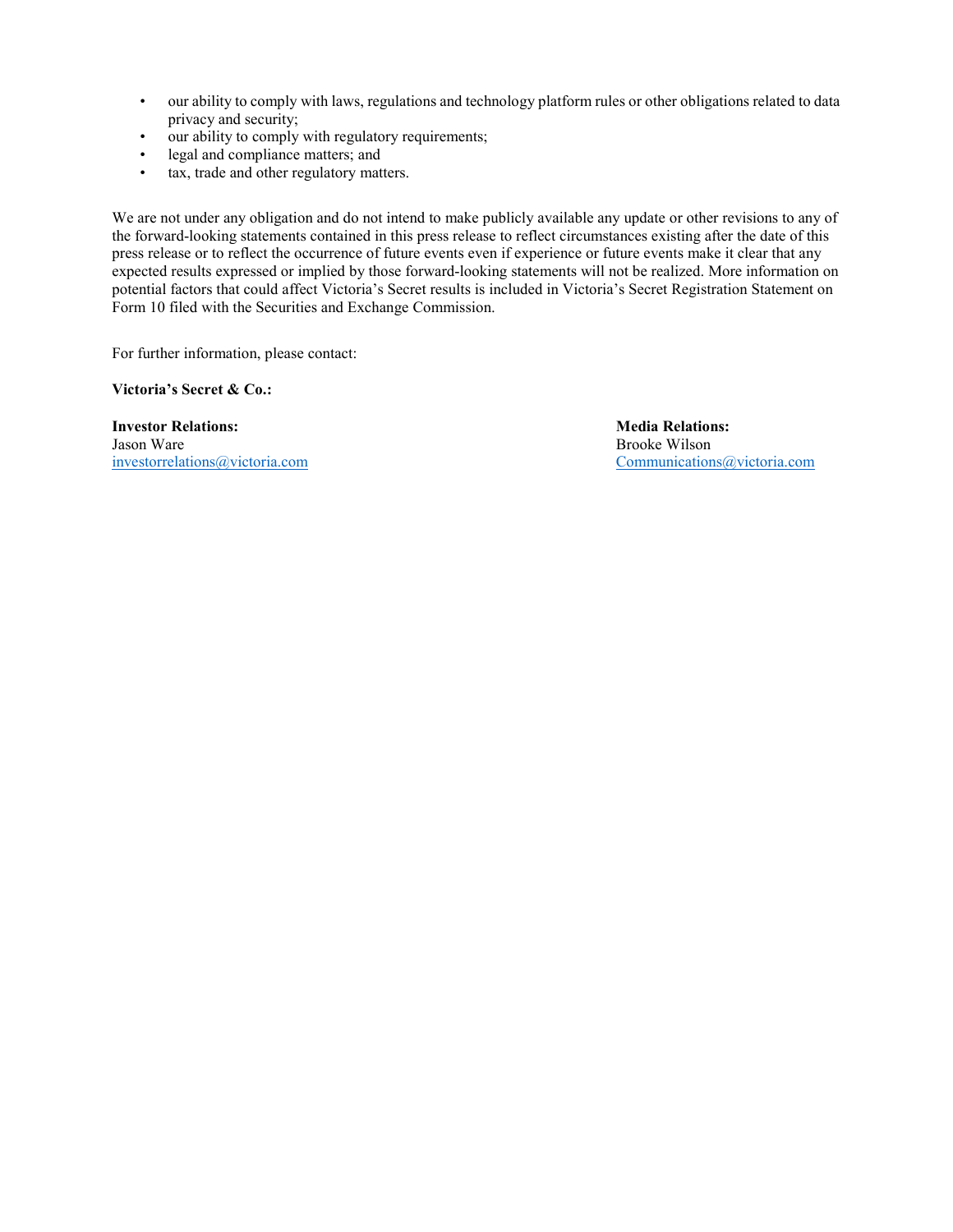- our ability to comply with laws, regulations and technology platform rules or other obligations related to data privacy and security;
- our ability to comply with regulatory requirements;
- legal and compliance matters; and
- tax, trade and other regulatory matters.

We are not under any obligation and do not intend to make publicly available any update or other revisions to any of the forward-looking statements contained in this press release to reflect circumstances existing after the date of this press release or to reflect the occurrence of future events even if experience or future events make it clear that any expected results expressed or implied by those forward-looking statements will not be realized. More information on potential factors that could affect Victoria's Secret results is included in Victoria's Secret Registration Statement on Form 10 filed with the Securities and Exchange Commission.

For further information, please contact:

**Victoria's Secret & Co.:**

**Investor Relations:**
Jason Ware
investorrelations@victoria.com

**Media Relations:**
Brooke Wilson
Communications@victoria.com